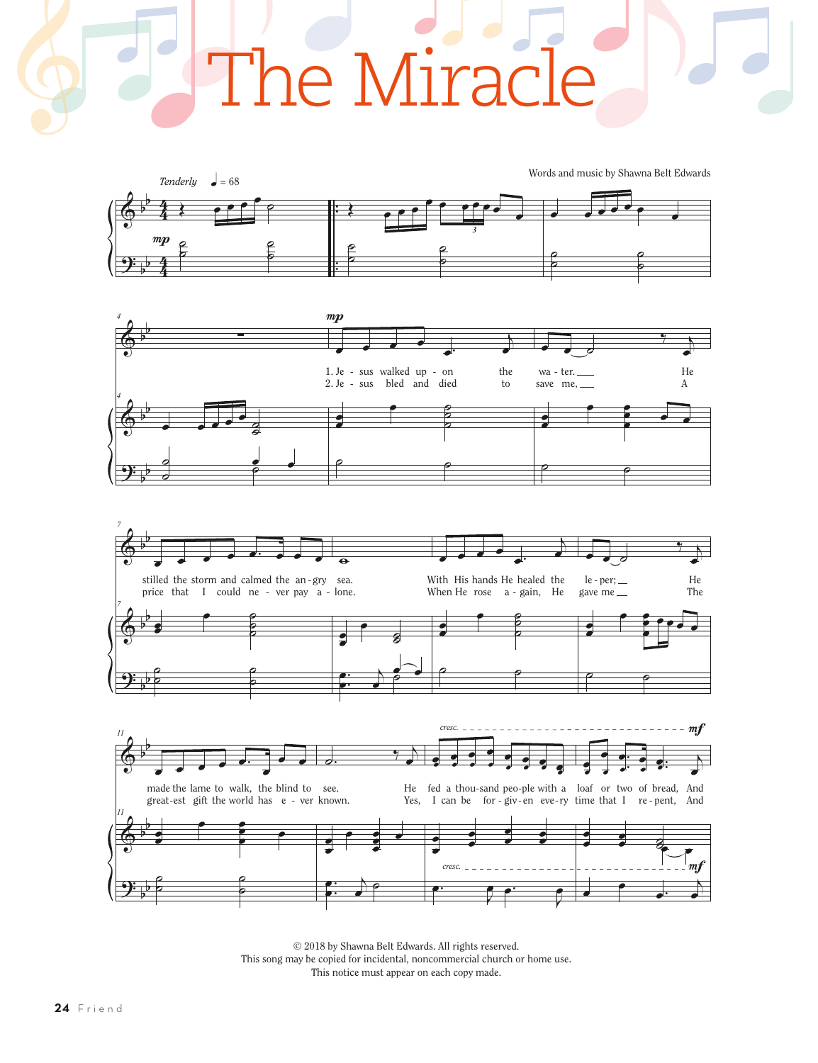## . TATTI ( The Miracle









© 2018 by Shawna Belt Edwards. All rights reserved. This song may be copied for incidental, noncommercial church or home use. This notice must appear on each copy made.